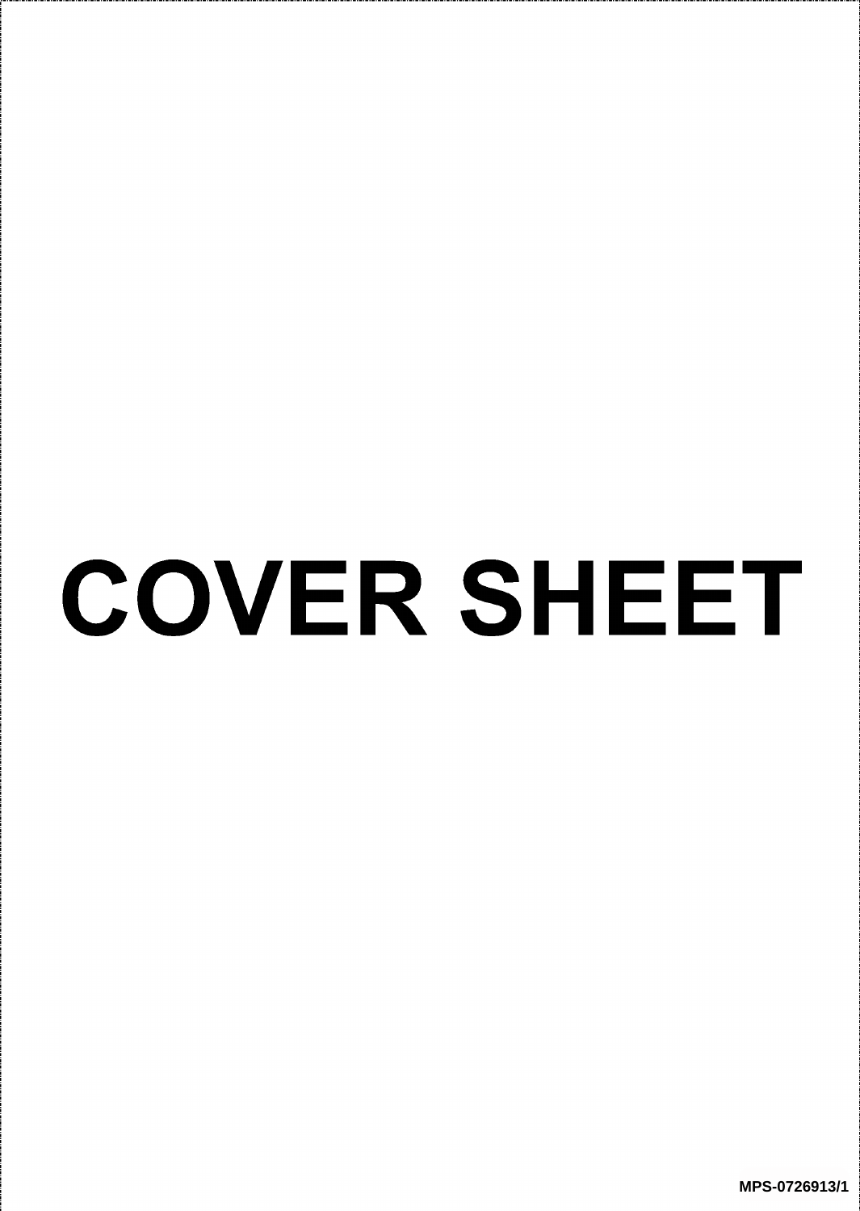# COVER SHEET

MPS-0726913/1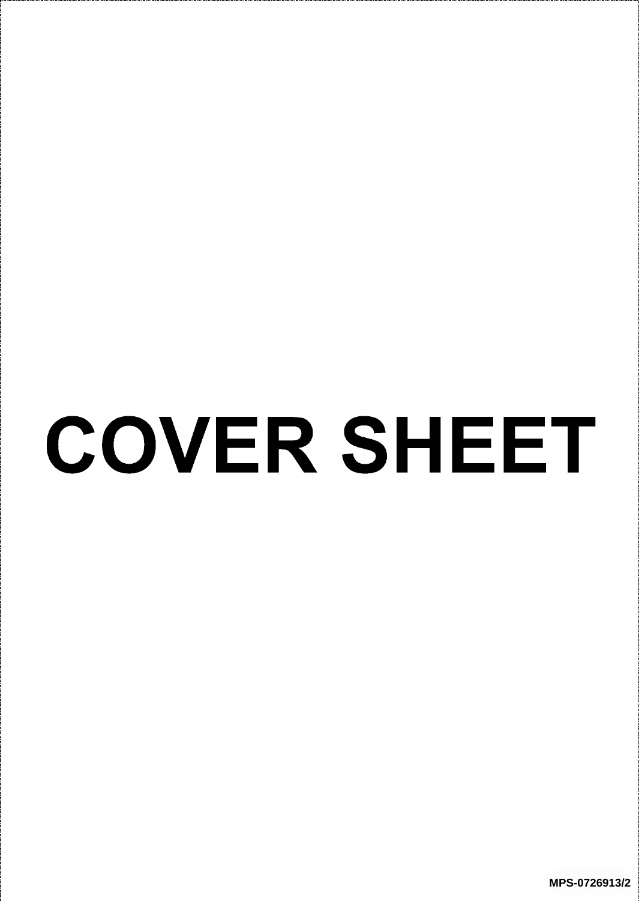# COVER SHEET

MPS-0726913/2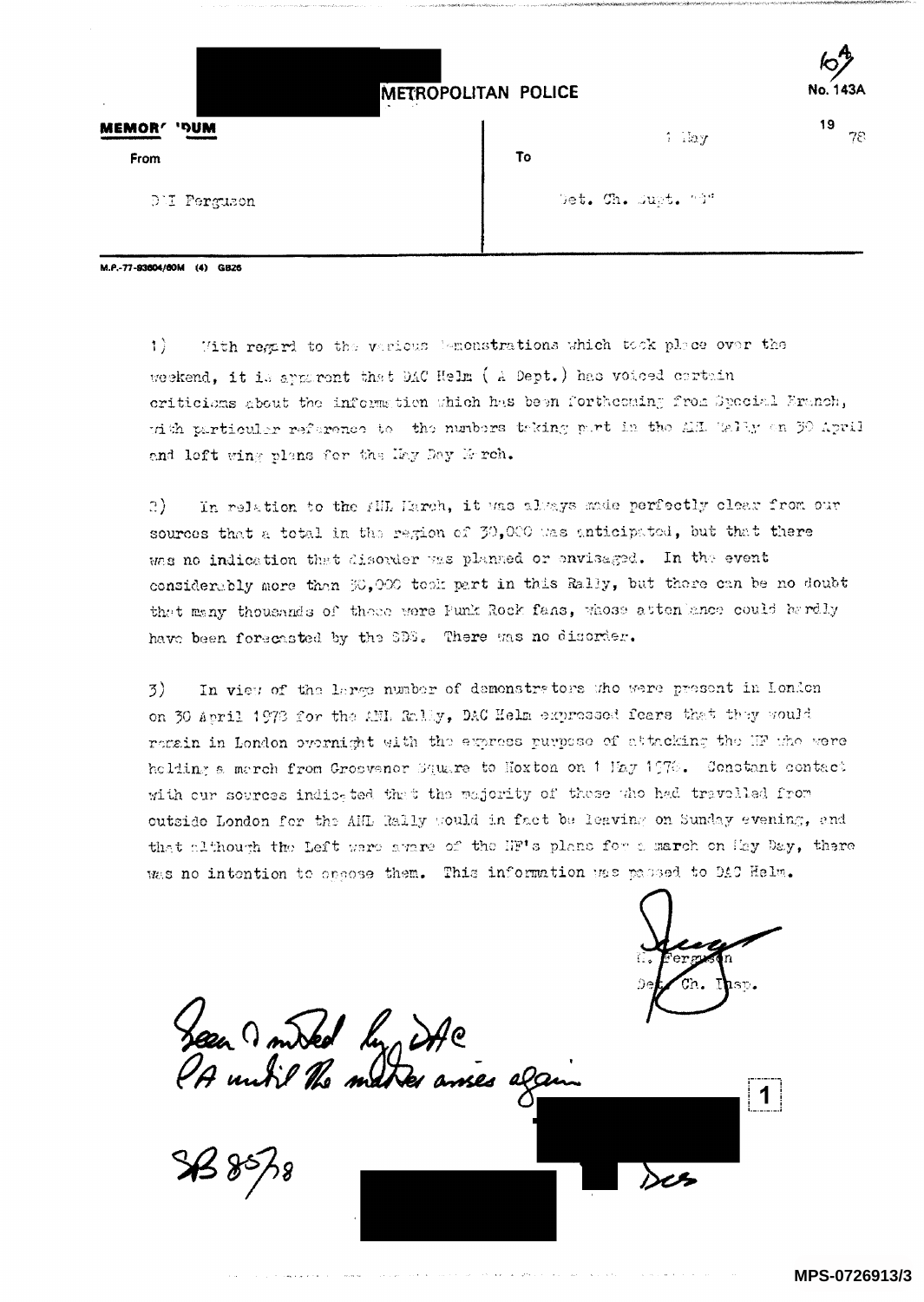METROPOLITAN POLICE

No. 143A

**MEMORANDUM**

From

DCI Ferguson

To

Det. Ch. Supt. "S"

1 May 1978

M.P.-77-83604/60M (4) GB26

1) With regard to the various demonstrations which took place over the weekend, it is apparent that DAC Helm ( A Dept.) has voiced certain criticisms about the information which has been forthcoming from Special Branch, with particular reference to the numbers taking part in the ANL Rally on 30 April and left wing plans for the May Day March.

2) In relation to the ANL March, it was always made perfectly clear from our sources that a total in the region of 30,000 was anticipated, but that there was no indication that disorder was planned or envisaged. In the event considerably more than 30,000 took part in this Rally, but there can be no doubt that many thousands of those were Punk Rock fans, whose attendance could hardly have been forecasted by the SDS. There was no disorder.

3) In view of the large number of demonstrators who were present in London on 30 April 1978 for the ANL Rally, DAC Helm expressed fears that they would remain in London overnight with the express purpose of attacking the NF who were holding a march from Grosvenor Square to Hoxton on 1 May 1978. Constant contact with our sources indicated that the majority of those who had travelled from outside London for the ANL Rally would in fact be leaving on Sunday evening, and that although the Left were aware of the NF's plans for a march on May Day, there was no intention to oppose them. This information was passed to DAC Helm.

H. Ferguson
Det. Ch. Insp.

Seen & noted by DAC
PA until the matter arises again

SB 85/78

DCS